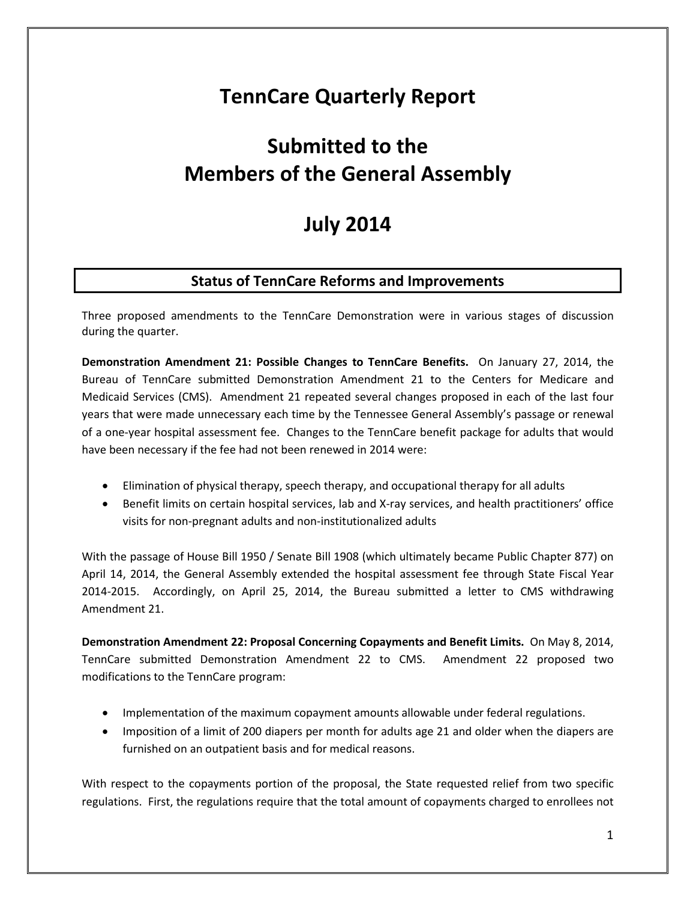# TennCare Quarterly Report

# Submitted to the Members of the General Assembly

# July 2014

## Status of TennCare Reforms and Improvements

Three proposed amendments to the TennCare Demonstration were in various stages of discussion during the quarter.

**Demonstration Amendment 21: Possible Changes to TennCare Benefits.** On January 27, 2014, the Bureau of TennCare submitted Demonstration Amendment 21 to the Centers for Medicare and Medicaid Services (CMS). Amendment 21 repeated several changes proposed in each of the last four years that were made unnecessary each time by the Tennessee General Assembly's passage or renewal of a one-year hospital assessment fee. Changes to the TennCare benefit package for adults that would have been necessary if the fee had not been renewed in 2014 were:

- Elimination of physical therapy, speech therapy, and occupational therapy for all adults
- Benefit limits on certain hospital services, lab and X-ray services, and health practitioners' office visits for non-pregnant adults and non-institutionalized adults

With the passage of House Bill 1950 / Senate Bill 1908 (which ultimately became Public Chapter 877) on April 14, 2014, the General Assembly extended the hospital assessment fee through State Fiscal Year 2014-2015. Accordingly, on April 25, 2014, the Bureau submitted a letter to CMS withdrawing Amendment 21.

**Demonstration Amendment 22: Proposal Concerning Copayments and Benefit Limits.** On May 8, 2014, TennCare submitted Demonstration Amendment 22 to CMS. Amendment 22 proposed two modifications to the TennCare program:

- Implementation of the maximum copayment amounts allowable under federal regulations.
- Imposition of a limit of 200 diapers per month for adults age 21 and older when the diapers are furnished on an outpatient basis and for medical reasons.

With respect to the copayments portion of the proposal, the State requested relief from two specific regulations. First, the regulations require that the total amount of copayments charged to enrollees not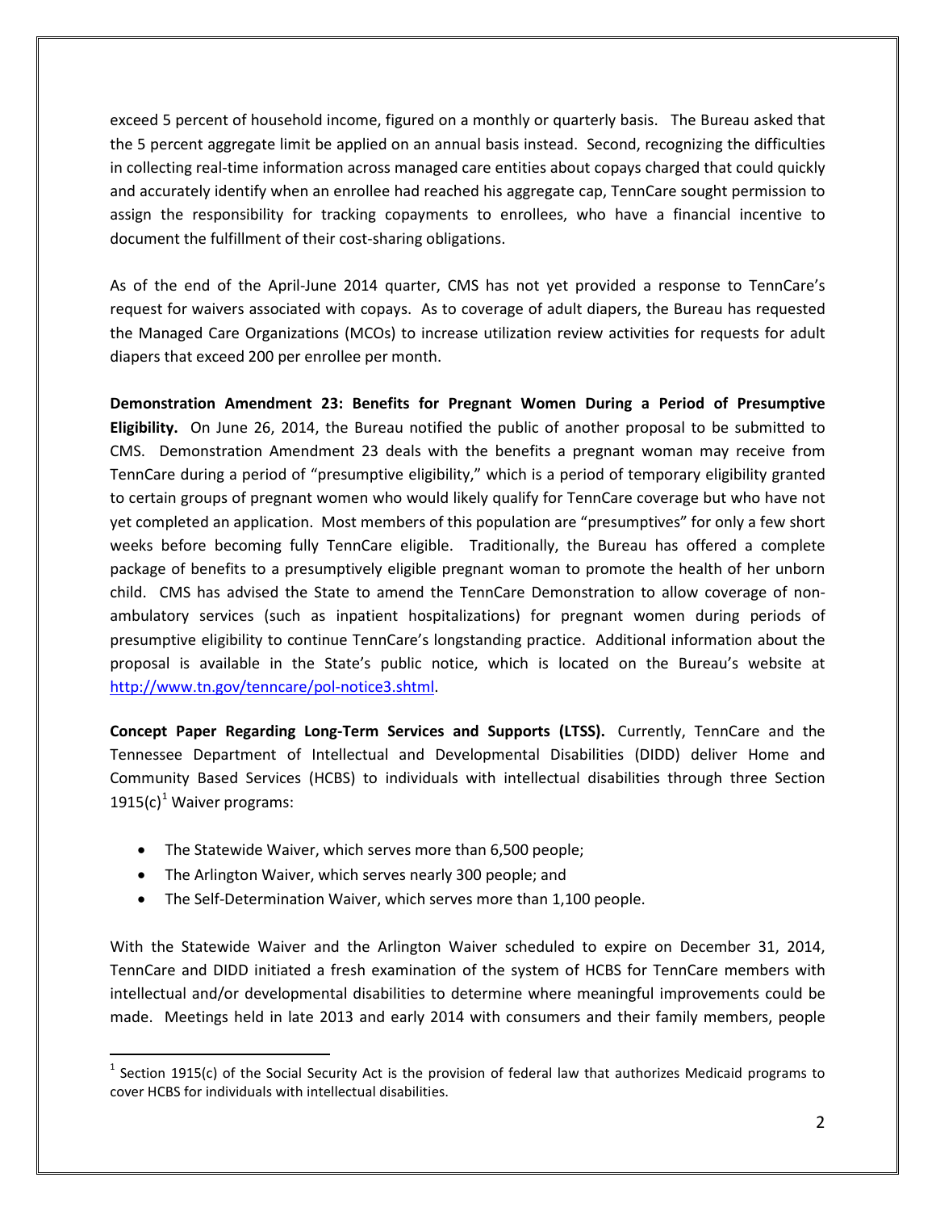exceed 5 percent of household income, figured on a monthly or quarterly basis. The Bureau asked that the 5 percent aggregate limit be applied on an annual basis instead. Second, recognizing the difficulties in collecting real-time information across managed care entities about copays charged that could quickly and accurately identify when an enrollee had reached his aggregate cap, TennCare sought permission to assign the responsibility for tracking copayments to enrollees, who have a financial incentive to document the fulfillment of their cost-sharing obligations.

As of the end of the April-June 2014 quarter, CMS has not yet provided a response to TennCare's request for waivers associated with copays. As to coverage of adult diapers, the Bureau has requested the Managed Care Organizations (MCOs) to increase utilization review activities for requests for adult diapers that exceed 200 per enrollee per month.

**Demonstration Amendment 23: Benefits for Pregnant Women During a Period of Presumptive Eligibility.** On June 26, 2014, the Bureau notified the public of another proposal to be submitted to CMS. Demonstration Amendment 23 deals with the benefits a pregnant woman may receive from TennCare during a period of "presumptive eligibility," which is a period of temporary eligibility granted to certain groups of pregnant women who would likely qualify for TennCare coverage but who have not yet completed an application. Most members of this population are "presumptives" for only a few short weeks before becoming fully TennCare eligible. Traditionally, the Bureau has offered a complete package of benefits to a presumptively eligible pregnant woman to promote the health of her unborn child. CMS has advised the State to amend the TennCare Demonstration to allow coverage of non-ambulatory services (such as inpatient hospitalizations) for pregnant women during periods of presumptive eligibility to continue TennCare's longstanding practice. Additional information about the proposal is available in the State's public notice, which is located on the Bureau's website at http://www.tn.gov/tenncare/pol-notice3.shtml.

**Concept Paper Regarding Long-Term Services and Supports (LTSS).** Currently, TennCare and the Tennessee Department of Intellectual and Developmental Disabilities (DIDD) deliver Home and Community Based Services (HCBS) to individuals with intellectual disabilities through three Section 1915(c)[1] Waiver programs:

- The Statewide Waiver, which serves more than 6,500 people;
- The Arlington Waiver, which serves nearly 300 people; and
- The Self-Determination Waiver, which serves more than 1,100 people.

With the Statewide Waiver and the Arlington Waiver scheduled to expire on December 31, 2014, TennCare and DIDD initiated a fresh examination of the system of HCBS for TennCare members with intellectual and/or developmental disabilities to determine where meaningful improvements could be made. Meetings held in late 2013 and early 2014 with consumers and their family members, people

---

[1] Section 1915(c) of the Social Security Act is the provision of federal law that authorizes Medicaid programs to cover HCBS for individuals with intellectual disabilities.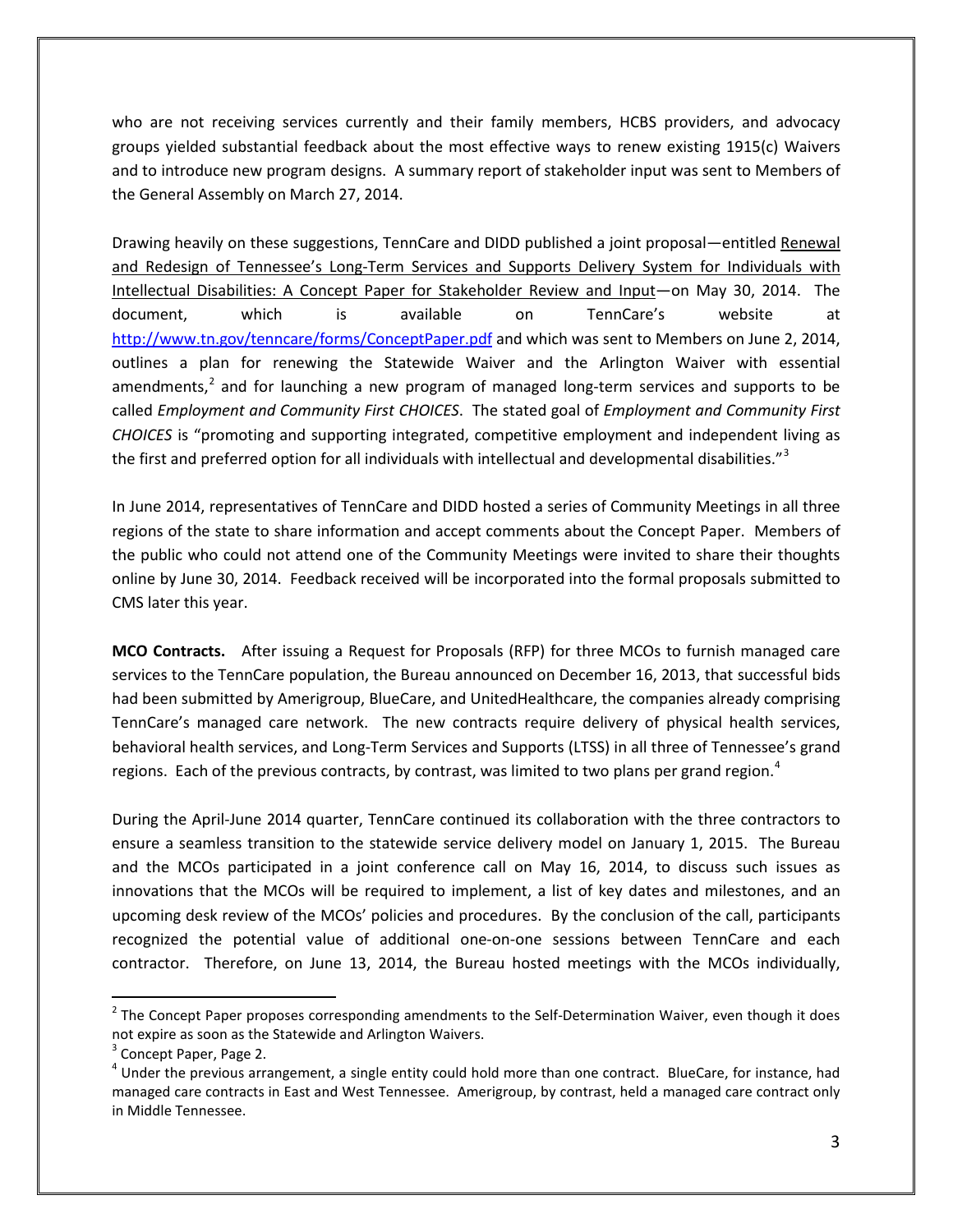who are not receiving services currently and their family members, HCBS providers, and advocacy groups yielded substantial feedback about the most effective ways to renew existing 1915(c) Waivers and to introduce new program designs. A summary report of stakeholder input was sent to Members of the General Assembly on March 27, 2014.

Drawing heavily on these suggestions, TennCare and DIDD published a joint proposal—entitled Renewal and Redesign of Tennessee's Long-Term Services and Supports Delivery System for Individuals with Intellectual Disabilities: A Concept Paper for Stakeholder Review and Input—on May 30, 2014. The document, which is available on TennCare's website at http://www.tn.gov/tenncare/forms/ConceptPaper.pdf and which was sent to Members on June 2, 2014, outlines a plan for renewing the Statewide Waiver and the Arlington Waiver with essential amendments,[2] and for launching a new program of managed long-term services and supports to be called *Employment and Community First CHOICES*. The stated goal of *Employment and Community First CHOICES* is "promoting and supporting integrated, competitive employment and independent living as the first and preferred option for all individuals with intellectual and developmental disabilities."[3]

In June 2014, representatives of TennCare and DIDD hosted a series of Community Meetings in all three regions of the state to share information and accept comments about the Concept Paper. Members of the public who could not attend one of the Community Meetings were invited to share their thoughts online by June 30, 2014. Feedback received will be incorporated into the formal proposals submitted to CMS later this year.

**MCO Contracts.** After issuing a Request for Proposals (RFP) for three MCOs to furnish managed care services to the TennCare population, the Bureau announced on December 16, 2013, that successful bids had been submitted by Amerigroup, BlueCare, and UnitedHealthcare, the companies already comprising TennCare's managed care network. The new contracts require delivery of physical health services, behavioral health services, and Long-Term Services and Supports (LTSS) in all three of Tennessee's grand regions. Each of the previous contracts, by contrast, was limited to two plans per grand region.[4]

During the April-June 2014 quarter, TennCare continued its collaboration with the three contractors to ensure a seamless transition to the statewide service delivery model on January 1, 2015. The Bureau and the MCOs participated in a joint conference call on May 16, 2014, to discuss such issues as innovations that the MCOs will be required to implement, a list of key dates and milestones, and an upcoming desk review of the MCOs' policies and procedures. By the conclusion of the call, participants recognized the potential value of additional one-on-one sessions between TennCare and each contractor. Therefore, on June 13, 2014, the Bureau hosted meetings with the MCOs individually,

---

[2] The Concept Paper proposes corresponding amendments to the Self-Determination Waiver, even though it does not expire as soon as the Statewide and Arlington Waivers.

[3] Concept Paper, Page 2.

[4] Under the previous arrangement, a single entity could hold more than one contract. BlueCare, for instance, had managed care contracts in East and West Tennessee. Amerigroup, by contrast, held a managed care contract only in Middle Tennessee.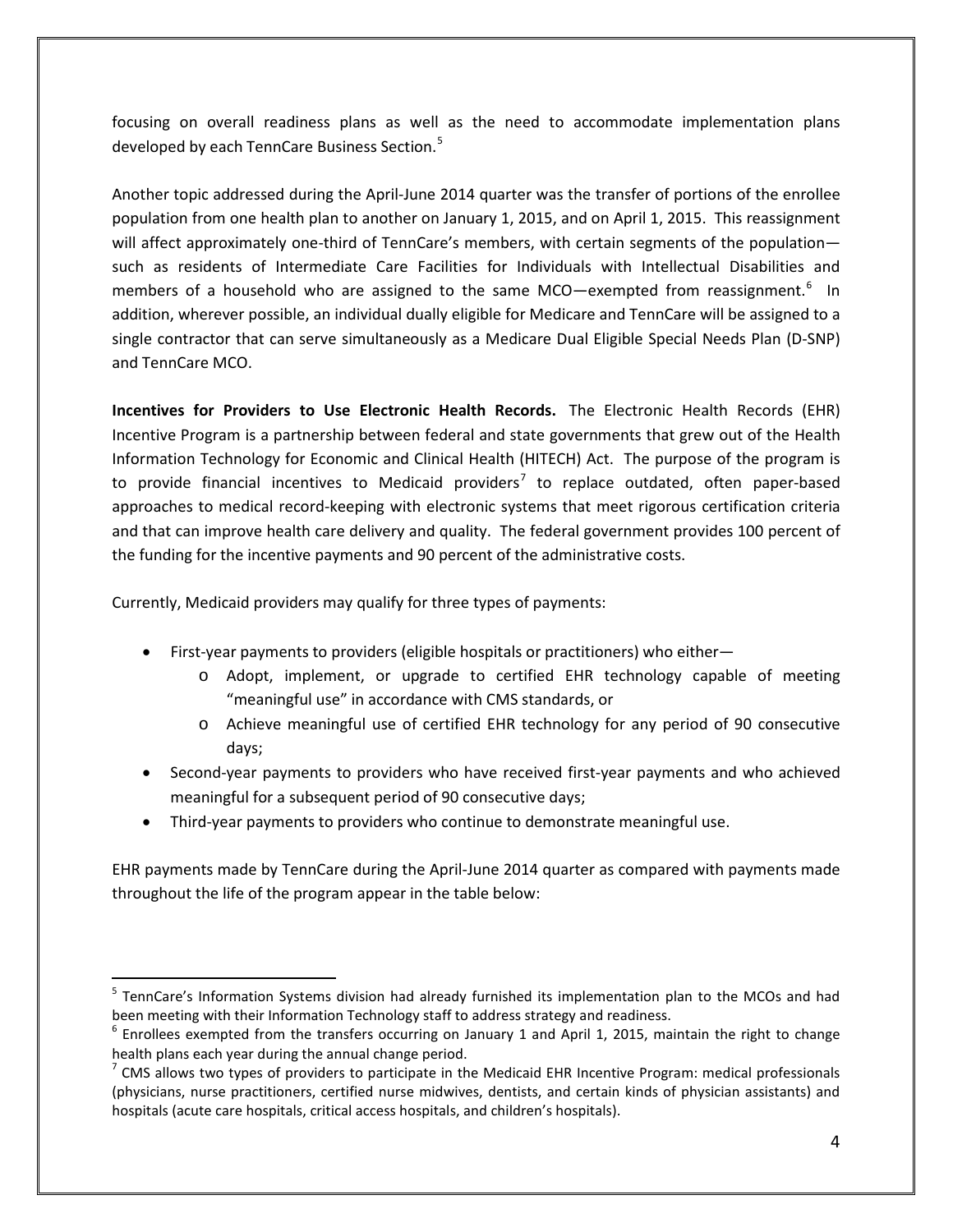focusing on overall readiness plans as well as the need to accommodate implementation plans developed by each TennCare Business Section.[5]

Another topic addressed during the April-June 2014 quarter was the transfer of portions of the enrollee population from one health plan to another on January 1, 2015, and on April 1, 2015. This reassignment will affect approximately one-third of TennCare's members, with certain segments of the population—such as residents of Intermediate Care Facilities for Individuals with Intellectual Disabilities and members of a household who are assigned to the same MCO—exempted from reassignment.[6] In addition, wherever possible, an individual dually eligible for Medicare and TennCare will be assigned to a single contractor that can serve simultaneously as a Medicare Dual Eligible Special Needs Plan (D-SNP) and TennCare MCO.

**Incentives for Providers to Use Electronic Health Records.** The Electronic Health Records (EHR) Incentive Program is a partnership between federal and state governments that grew out of the Health Information Technology for Economic and Clinical Health (HITECH) Act. The purpose of the program is to provide financial incentives to Medicaid providers[7] to replace outdated, often paper-based approaches to medical record-keeping with electronic systems that meet rigorous certification criteria and that can improve health care delivery and quality. The federal government provides 100 percent of the funding for the incentive payments and 90 percent of the administrative costs.

Currently, Medicaid providers may qualify for three types of payments:

- First-year payments to providers (eligible hospitals or practitioners) who either—
  - Adopt, implement, or upgrade to certified EHR technology capable of meeting "meaningful use" in accordance with CMS standards, or
  - Achieve meaningful use of certified EHR technology for any period of 90 consecutive days;
- Second-year payments to providers who have received first-year payments and who achieved meaningful for a subsequent period of 90 consecutive days;
- Third-year payments to providers who continue to demonstrate meaningful use.

EHR payments made by TennCare during the April-June 2014 quarter as compared with payments made throughout the life of the program appear in the table below:

[5] TennCare's Information Systems division had already furnished its implementation plan to the MCOs and had been meeting with their Information Technology staff to address strategy and readiness.

[6] Enrollees exempted from the transfers occurring on January 1 and April 1, 2015, maintain the right to change health plans each year during the annual change period.

[7] CMS allows two types of providers to participate in the Medicaid EHR Incentive Program: medical professionals (physicians, nurse practitioners, certified nurse midwives, dentists, and certain kinds of physician assistants) and hospitals (acute care hospitals, critical access hospitals, and children's hospitals).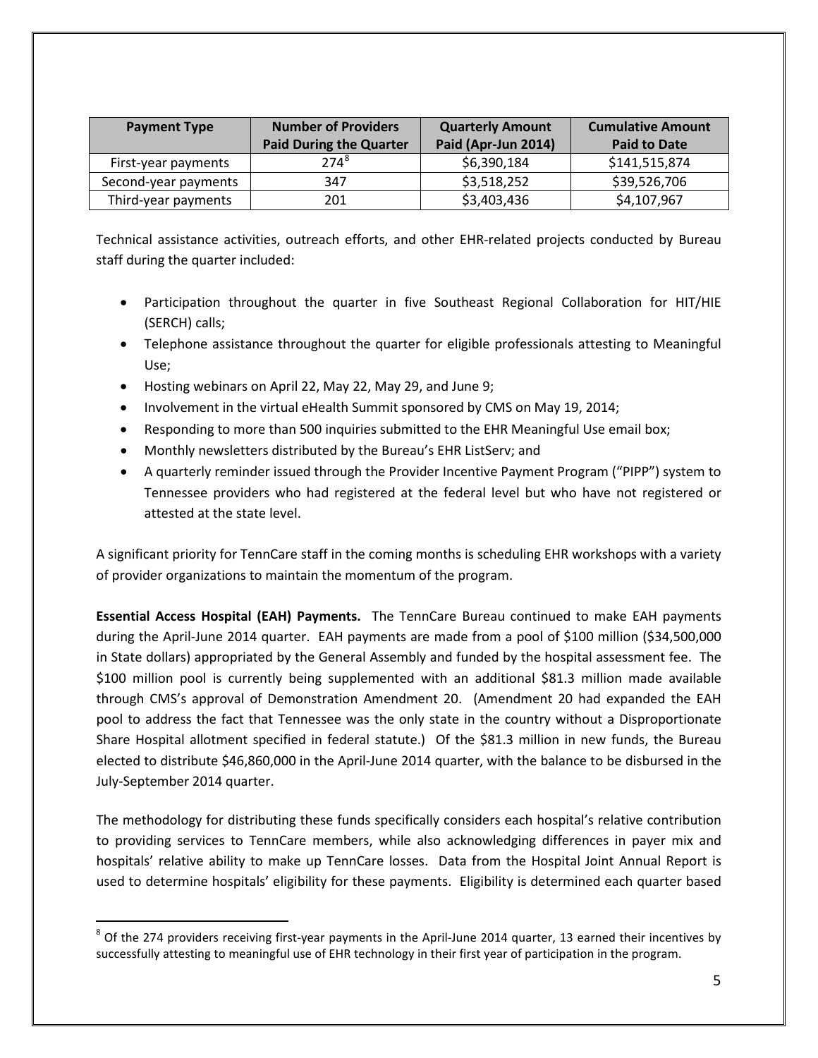| Payment Type | Number of Providers Paid During the Quarter | Quarterly Amount Paid (Apr-Jun 2014) | Cumulative Amount Paid to Date |
|---|---|---|---|
| First-year payments | 274[8] | $6,390,184 | $141,515,874 |
| Second-year payments | 347 | $3,518,252 | $39,526,706 |
| Third-year payments | 201 | $3,403,436 | $4,107,967 |

Technical assistance activities, outreach efforts, and other EHR-related projects conducted by Bureau staff during the quarter included:

- Participation throughout the quarter in five Southeast Regional Collaboration for HIT/HIE (SERCH) calls;
- Telephone assistance throughout the quarter for eligible professionals attesting to Meaningful Use;
- Hosting webinars on April 22, May 22, May 29, and June 9;
- Involvement in the virtual eHealth Summit sponsored by CMS on May 19, 2014;
- Responding to more than 500 inquiries submitted to the EHR Meaningful Use email box;
- Monthly newsletters distributed by the Bureau's EHR ListServ; and
- A quarterly reminder issued through the Provider Incentive Payment Program ("PIPP") system to Tennessee providers who had registered at the federal level but who have not registered or attested at the state level.

A significant priority for TennCare staff in the coming months is scheduling EHR workshops with a variety of provider organizations to maintain the momentum of the program.

**Essential Access Hospital (EAH) Payments.** The TennCare Bureau continued to make EAH payments during the April-June 2014 quarter. EAH payments are made from a pool of $100 million ($34,500,000 in State dollars) appropriated by the General Assembly and funded by the hospital assessment fee. The $100 million pool is currently being supplemented with an additional $81.3 million made available through CMS's approval of Demonstration Amendment 20. (Amendment 20 had expanded the EAH pool to address the fact that Tennessee was the only state in the country without a Disproportionate Share Hospital allotment specified in federal statute.) Of the $81.3 million in new funds, the Bureau elected to distribute $46,860,000 in the April-June 2014 quarter, with the balance to be disbursed in the July-September 2014 quarter.

The methodology for distributing these funds specifically considers each hospital's relative contribution to providing services to TennCare members, while also acknowledging differences in payer mix and hospitals' relative ability to make up TennCare losses. Data from the Hospital Joint Annual Report is used to determine hospitals' eligibility for these payments. Eligibility is determined each quarter based

[8] Of the 274 providers receiving first-year payments in the April-June 2014 quarter, 13 earned their incentives by successfully attesting to meaningful use of EHR technology in their first year of participation in the program.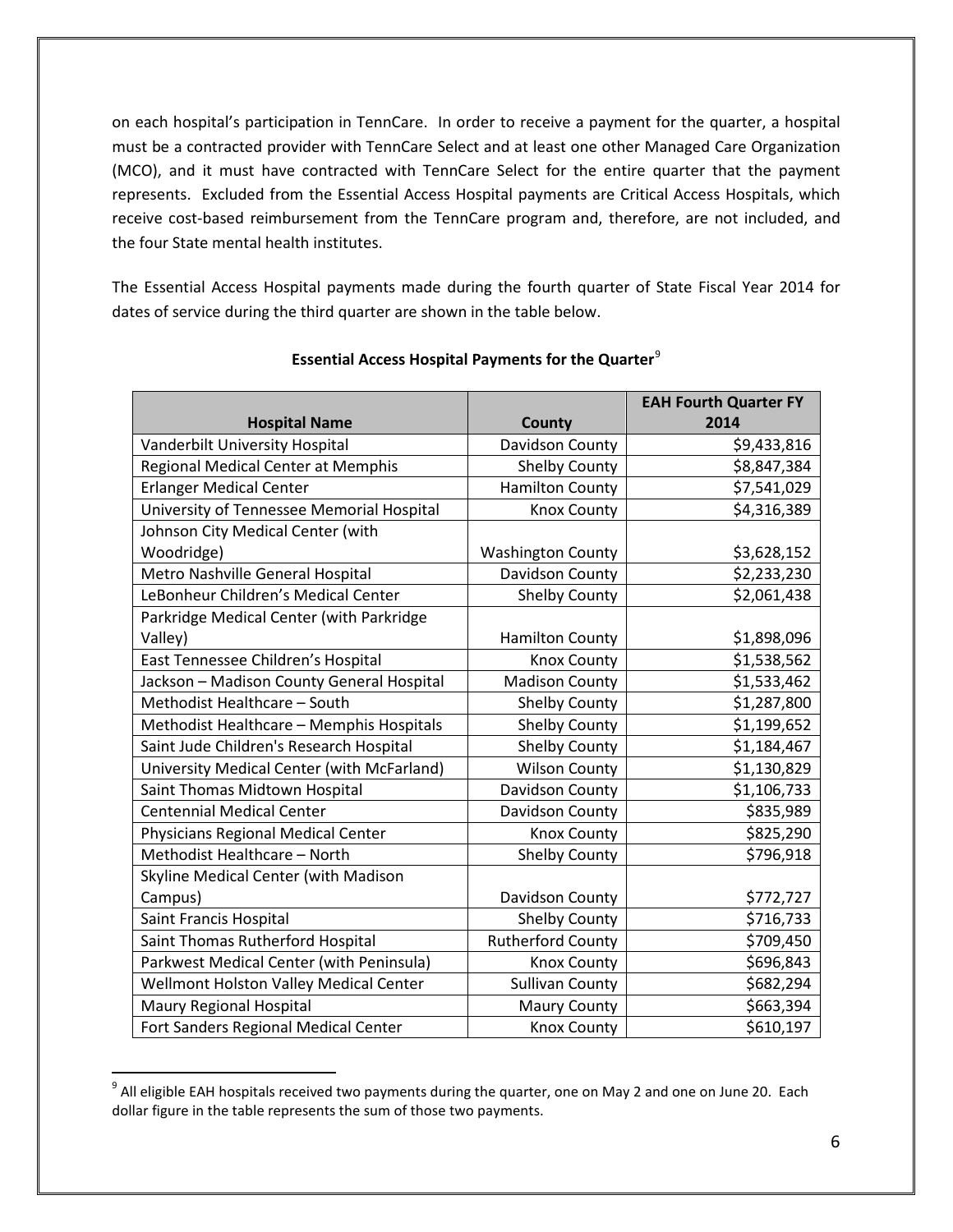on each hospital's participation in TennCare. In order to receive a payment for the quarter, a hospital must be a contracted provider with TennCare Select and at least one other Managed Care Organization (MCO), and it must have contracted with TennCare Select for the entire quarter that the payment represents. Excluded from the Essential Access Hospital payments are Critical Access Hospitals, which receive cost-based reimbursement from the TennCare program and, therefore, are not included, and the four State mental health institutes.

The Essential Access Hospital payments made during the fourth quarter of State Fiscal Year 2014 for dates of service during the third quarter are shown in the table below.

**Essential Access Hospital Payments for the Quarter**[9]

| Hospital Name | County | EAH Fourth Quarter FY 2014 |
|---|---|---|
| Vanderbilt University Hospital | Davidson County | $9,433,816 |
| Regional Medical Center at Memphis | Shelby County | $8,847,384 |
| Erlanger Medical Center | Hamilton County | $7,541,029 |
| University of Tennessee Memorial Hospital | Knox County | $4,316,389 |
| Johnson City Medical Center (with Woodridge) | Washington County | $3,628,152 |
| Metro Nashville General Hospital | Davidson County | $2,233,230 |
| LeBonheur Children's Medical Center | Shelby County | $2,061,438 |
| Parkridge Medical Center (with Parkridge Valley) | Hamilton County | $1,898,096 |
| East Tennessee Children's Hospital | Knox County | $1,538,562 |
| Jackson – Madison County General Hospital | Madison County | $1,533,462 |
| Methodist Healthcare – South | Shelby County | $1,287,800 |
| Methodist Healthcare – Memphis Hospitals | Shelby County | $1,199,652 |
| Saint Jude Children's Research Hospital | Shelby County | $1,184,467 |
| University Medical Center (with McFarland) | Wilson County | $1,130,829 |
| Saint Thomas Midtown Hospital | Davidson County | $1,106,733 |
| Centennial Medical Center | Davidson County | $835,989 |
| Physicians Regional Medical Center | Knox County | $825,290 |
| Methodist Healthcare – North | Shelby County | $796,918 |
| Skyline Medical Center (with Madison Campus) | Davidson County | $772,727 |
| Saint Francis Hospital | Shelby County | $716,733 |
| Saint Thomas Rutherford Hospital | Rutherford County | $709,450 |
| Parkwest Medical Center (with Peninsula) | Knox County | $696,843 |
| Wellmont Holston Valley Medical Center | Sullivan County | $682,294 |
| Maury Regional Hospital | Maury County | $663,394 |
| Fort Sanders Regional Medical Center | Knox County | $610,197 |

[9] All eligible EAH hospitals received two payments during the quarter, one on May 2 and one on June 20. Each dollar figure in the table represents the sum of those two payments.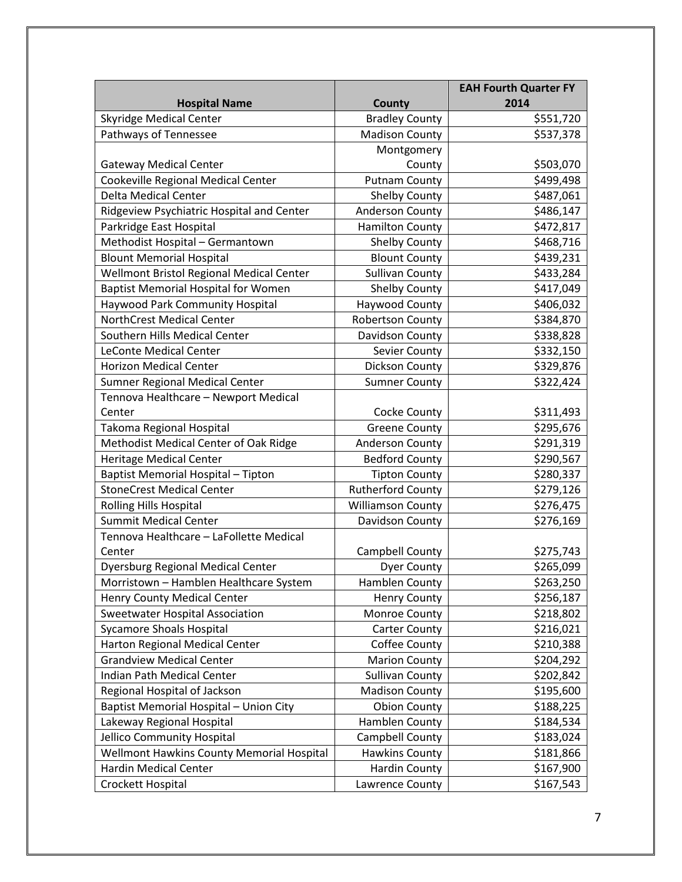| Hospital Name | County | EAH Fourth Quarter FY 2014 |
|---|---|---|
| Skyridge Medical Center | Bradley County | $551,720 |
| Pathways of Tennessee | Madison County | $537,378 |
| Gateway Medical Center | Montgomery County | $503,070 |
| Cookeville Regional Medical Center | Putnam County | $499,498 |
| Delta Medical Center | Shelby County | $487,061 |
| Ridgeview Psychiatric Hospital and Center | Anderson County | $486,147 |
| Parkridge East Hospital | Hamilton County | $472,817 |
| Methodist Hospital – Germantown | Shelby County | $468,716 |
| Blount Memorial Hospital | Blount County | $439,231 |
| Wellmont Bristol Regional Medical Center | Sullivan County | $433,284 |
| Baptist Memorial Hospital for Women | Shelby County | $417,049 |
| Haywood Park Community Hospital | Haywood County | $406,032 |
| NorthCrest Medical Center | Robertson County | $384,870 |
| Southern Hills Medical Center | Davidson County | $338,828 |
| LeConte Medical Center | Sevier County | $332,150 |
| Horizon Medical Center | Dickson County | $329,876 |
| Sumner Regional Medical Center | Sumner County | $322,424 |
| Tennova Healthcare – Newport Medical Center | Cocke County | $311,493 |
| Takoma Regional Hospital | Greene County | $295,676 |
| Methodist Medical Center of Oak Ridge | Anderson County | $291,319 |
| Heritage Medical Center | Bedford County | $290,567 |
| Baptist Memorial Hospital – Tipton | Tipton County | $280,337 |
| StoneCrest Medical Center | Rutherford County | $279,126 |
| Rolling Hills Hospital | Williamson County | $276,475 |
| Summit Medical Center | Davidson County | $276,169 |
| Tennova Healthcare – LaFollette Medical Center | Campbell County | $275,743 |
| Dyersburg Regional Medical Center | Dyer County | $265,099 |
| Morristown – Hamblen Healthcare System | Hamblen County | $263,250 |
| Henry County Medical Center | Henry County | $256,187 |
| Sweetwater Hospital Association | Monroe County | $218,802 |
| Sycamore Shoals Hospital | Carter County | $216,021 |
| Harton Regional Medical Center | Coffee County | $210,388 |
| Grandview Medical Center | Marion County | $204,292 |
| Indian Path Medical Center | Sullivan County | $202,842 |
| Regional Hospital of Jackson | Madison County | $195,600 |
| Baptist Memorial Hospital – Union City | Obion County | $188,225 |
| Lakeway Regional Hospital | Hamblen County | $184,534 |
| Jellico Community Hospital | Campbell County | $183,024 |
| Wellmont Hawkins County Memorial Hospital | Hawkins County | $181,866 |
| Hardin Medical Center | Hardin County | $167,900 |
| Crockett Hospital | Lawrence County | $167,543 |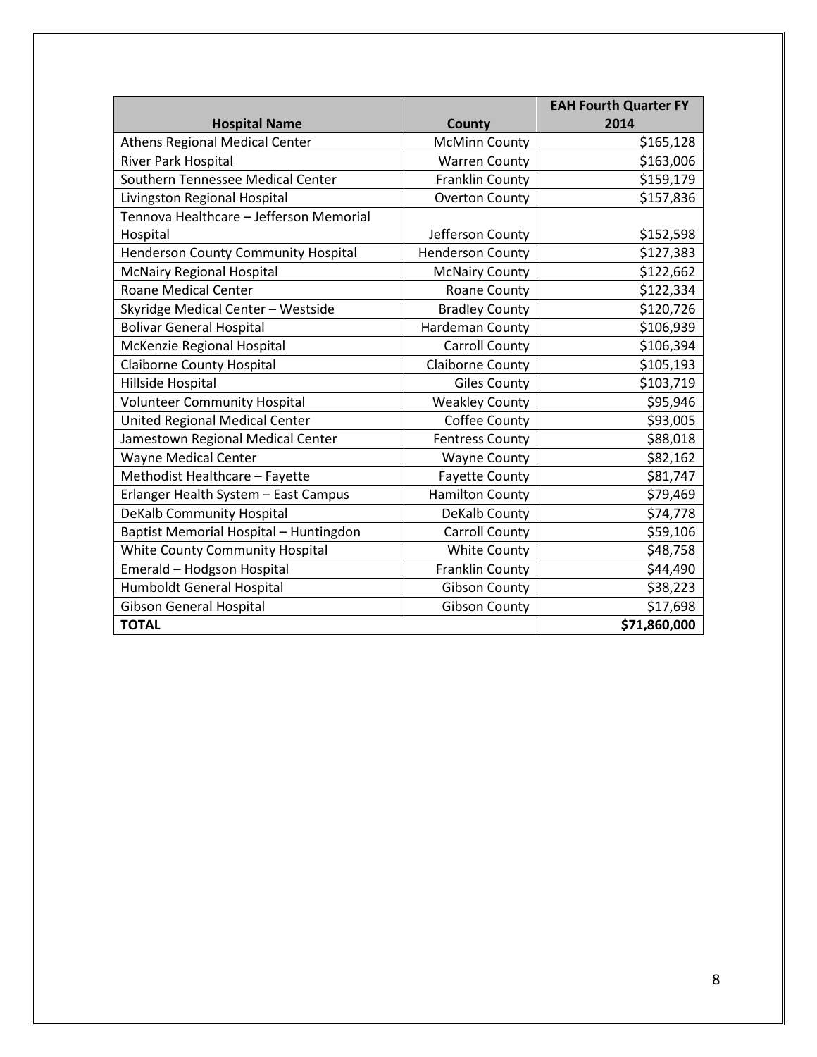| Hospital Name | County | EAH Fourth Quarter FY 2014 |
|---|---|---|
| Athens Regional Medical Center | McMinn County | $165,128 |
| River Park Hospital | Warren County | $163,006 |
| Southern Tennessee Medical Center | Franklin County | $159,179 |
| Livingston Regional Hospital | Overton County | $157,836 |
| Tennova Healthcare – Jefferson Memorial Hospital | Jefferson County | $152,598 |
| Henderson County Community Hospital | Henderson County | $127,383 |
| McNairy Regional Hospital | McNairy County | $122,662 |
| Roane Medical Center | Roane County | $122,334 |
| Skyridge Medical Center – Westside | Bradley County | $120,726 |
| Bolivar General Hospital | Hardeman County | $106,939 |
| McKenzie Regional Hospital | Carroll County | $106,394 |
| Claiborne County Hospital | Claiborne County | $105,193 |
| Hillside Hospital | Giles County | $103,719 |
| Volunteer Community Hospital | Weakley County | $95,946 |
| United Regional Medical Center | Coffee County | $93,005 |
| Jamestown Regional Medical Center | Fentress County | $88,018 |
| Wayne Medical Center | Wayne County | $82,162 |
| Methodist Healthcare – Fayette | Fayette County | $81,747 |
| Erlanger Health System – East Campus | Hamilton County | $79,469 |
| DeKalb Community Hospital | DeKalb County | $74,778 |
| Baptist Memorial Hospital – Huntingdon | Carroll County | $59,106 |
| White County Community Hospital | White County | $48,758 |
| Emerald – Hodgson Hospital | Franklin County | $44,490 |
| Humboldt General Hospital | Gibson County | $38,223 |
| Gibson General Hospital | Gibson County | $17,698 |
| **TOTAL** | | **$71,860,000** |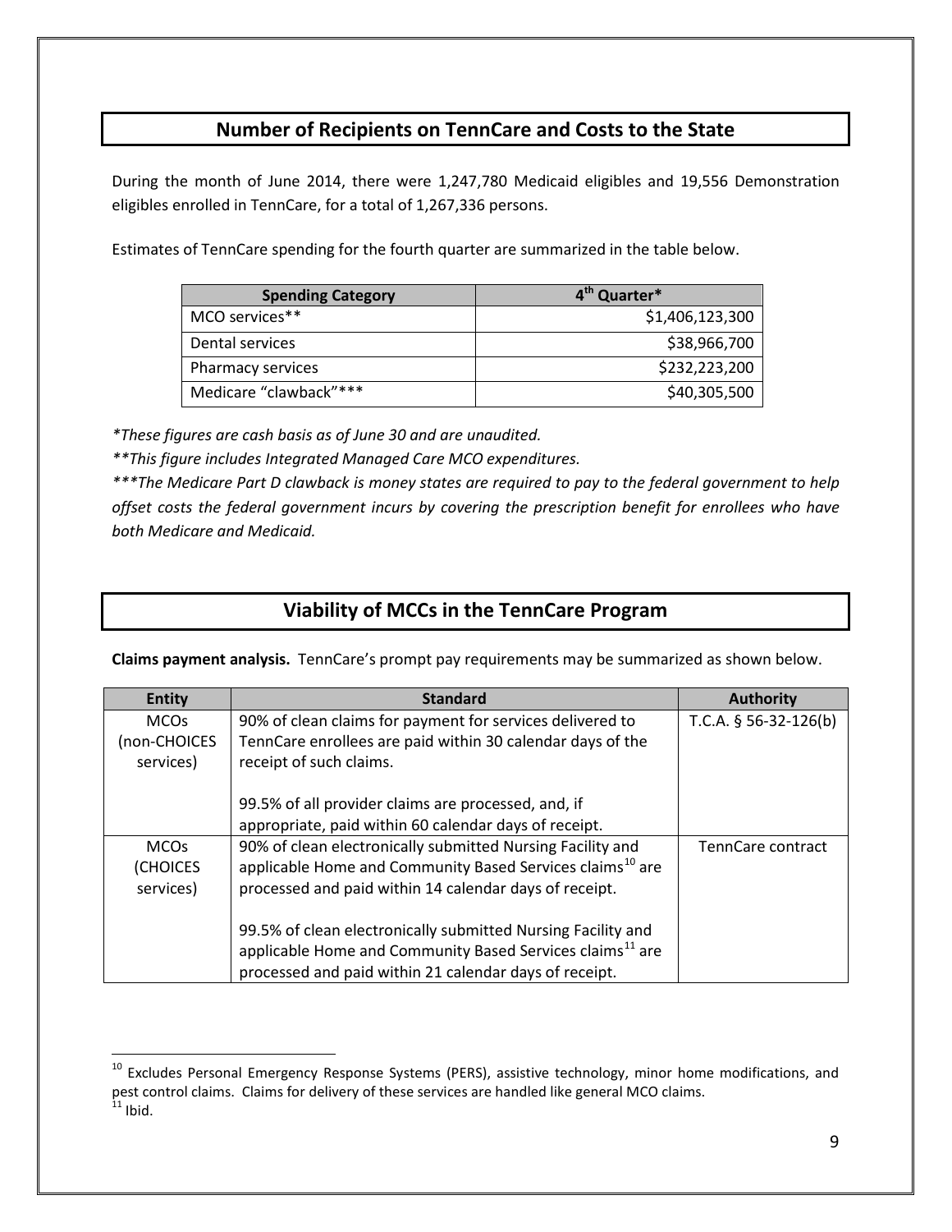## Number of Recipients on TennCare and Costs to the State

During the month of June 2014, there were 1,247,780 Medicaid eligibles and 19,556 Demonstration eligibles enrolled in TennCare, for a total of 1,267,336 persons.

Estimates of TennCare spending for the fourth quarter are summarized in the table below.

| Spending Category | 4th Quarter* |
|---|---|
| MCO services** | $1,406,123,300 |
| Dental services | $38,966,700 |
| Pharmacy services | $232,223,200 |
| Medicare "clawback"*** | $40,305,500 |

*\*These figures are cash basis as of June 30 and are unaudited.*

*\*\*This figure includes Integrated Managed Care MCO expenditures.*

*\*\*\*The Medicare Part D clawback is money states are required to pay to the federal government to help offset costs the federal government incurs by covering the prescription benefit for enrollees who have both Medicare and Medicaid.*

## Viability of MCCs in the TennCare Program

**Claims payment analysis.** TennCare's prompt pay requirements may be summarized as shown below.

| Entity | Standard | Authority |
|---|---|---|
| MCOs (non-CHOICES services) | 90% of clean claims for payment for services delivered to TennCare enrollees are paid within 30 calendar days of the receipt of such claims.<br><br>99.5% of all provider claims are processed, and, if appropriate, paid within 60 calendar days of receipt. | T.C.A. § 56-32-126(b) |
| MCOs (CHOICES services) | 90% of clean electronically submitted Nursing Facility and applicable Home and Community Based Services claims[10] are processed and paid within 14 calendar days of receipt.<br><br>99.5% of clean electronically submitted Nursing Facility and applicable Home and Community Based Services claims[11] are processed and paid within 21 calendar days of receipt. | TennCare contract |

[10] Excludes Personal Emergency Response Systems (PERS), assistive technology, minor home modifications, and pest control claims. Claims for delivery of these services are handled like general MCO claims.

[11] Ibid.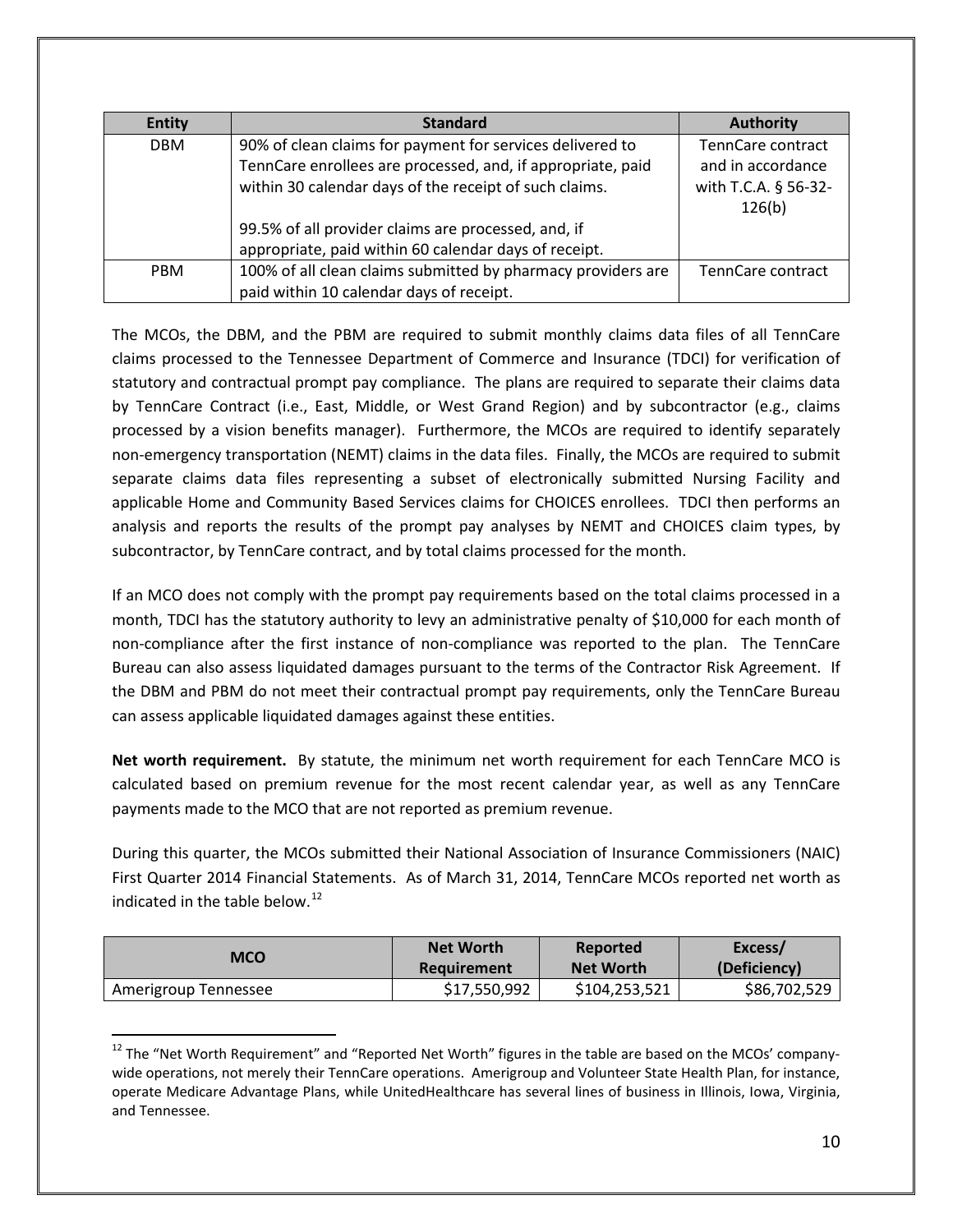| Entity | Standard | Authority |
| --- | --- | --- |
| DBM | 90% of clean claims for payment for services delivered to TennCare enrollees are processed, and, if appropriate, paid within 30 calendar days of the receipt of such claims.<br><br>99.5% of all provider claims are processed, and, if appropriate, paid within 60 calendar days of receipt. | TennCare contract and in accordance with T.C.A. § 56-32-126(b) |
| PBM | 100% of all clean claims submitted by pharmacy providers are paid within 10 calendar days of receipt. | TennCare contract |

The MCOs, the DBM, and the PBM are required to submit monthly claims data files of all TennCare claims processed to the Tennessee Department of Commerce and Insurance (TDCI) for verification of statutory and contractual prompt pay compliance. The plans are required to separate their claims data by TennCare Contract (i.e., East, Middle, or West Grand Region) and by subcontractor (e.g., claims processed by a vision benefits manager). Furthermore, the MCOs are required to identify separately non-emergency transportation (NEMT) claims in the data files. Finally, the MCOs are required to submit separate claims data files representing a subset of electronically submitted Nursing Facility and applicable Home and Community Based Services claims for CHOICES enrollees. TDCI then performs an analysis and reports the results of the prompt pay analyses by NEMT and CHOICES claim types, by subcontractor, by TennCare contract, and by total claims processed for the month.

If an MCO does not comply with the prompt pay requirements based on the total claims processed in a month, TDCI has the statutory authority to levy an administrative penalty of $10,000 for each month of non-compliance after the first instance of non-compliance was reported to the plan. The TennCare Bureau can also assess liquidated damages pursuant to the terms of the Contractor Risk Agreement. If the DBM and PBM do not meet their contractual prompt pay requirements, only the TennCare Bureau can assess applicable liquidated damages against these entities.

**Net worth requirement.** By statute, the minimum net worth requirement for each TennCare MCO is calculated based on premium revenue for the most recent calendar year, as well as any TennCare payments made to the MCO that are not reported as premium revenue.

During this quarter, the MCOs submitted their National Association of Insurance Commissioners (NAIC) First Quarter 2014 Financial Statements. As of March 31, 2014, TennCare MCOs reported net worth as indicated in the table below.[12]

| MCO | Net Worth Requirement | Reported Net Worth | Excess/ (Deficiency) |
| --- | --- | --- | --- |
| Amerigroup Tennessee | $17,550,992 | $104,253,521 | $86,702,529 |

[12] The "Net Worth Requirement" and "Reported Net Worth" figures in the table are based on the MCOs' company-wide operations, not merely their TennCare operations. Amerigroup and Volunteer State Health Plan, for instance, operate Medicare Advantage Plans, while UnitedHealthcare has several lines of business in Illinois, Iowa, Virginia, and Tennessee.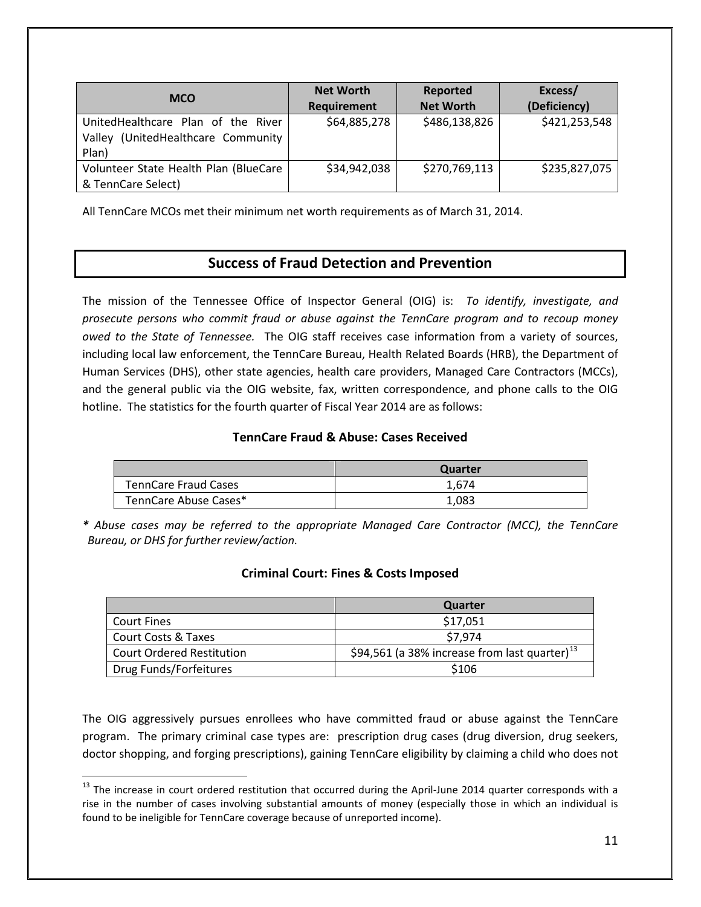| MCO | Net Worth Requirement | Reported Net Worth | Excess/ (Deficiency) |
|---|---|---|---|
| UnitedHealthcare Plan of the River Valley (UnitedHealthcare Community Plan) | $64,885,278 | $486,138,826 | $421,253,548 |
| Volunteer State Health Plan (BlueCare & TennCare Select) | $34,942,038 | $270,769,113 | $235,827,075 |

All TennCare MCOs met their minimum net worth requirements as of March 31, 2014.

## Success of Fraud Detection and Prevention

The mission of the Tennessee Office of Inspector General (OIG) is: *To identify, investigate, and prosecute persons who commit fraud or abuse against the TennCare program and to recoup money owed to the State of Tennessee.* The OIG staff receives case information from a variety of sources, including local law enforcement, the TennCare Bureau, Health Related Boards (HRB), the Department of Human Services (DHS), other state agencies, health care providers, Managed Care Contractors (MCCs), and the general public via the OIG website, fax, written correspondence, and phone calls to the OIG hotline. The statistics for the fourth quarter of Fiscal Year 2014 are as follows:

### TennCare Fraud & Abuse: Cases Received

| | Quarter |
|---|---|
| TennCare Fraud Cases | 1,674 |
| TennCare Abuse Cases* | 1,083 |

***** *Abuse cases may be referred to the appropriate Managed Care Contractor (MCC), the TennCare Bureau, or DHS for further review/action.*

### Criminal Court: Fines & Costs Imposed

| | Quarter |
|---|---|
| Court Fines | $17,051 |
| Court Costs & Taxes | $7,974 |
| Court Ordered Restitution | $94,561 (a 38% increase from last quarter)[13] |
| Drug Funds/Forfeitures | $106 |

The OIG aggressively pursues enrollees who have committed fraud or abuse against the TennCare program. The primary criminal case types are: prescription drug cases (drug diversion, drug seekers, doctor shopping, and forging prescriptions), gaining TennCare eligibility by claiming a child who does not

[13] The increase in court ordered restitution that occurred during the April-June 2014 quarter corresponds with a rise in the number of cases involving substantial amounts of money (especially those in which an individual is found to be ineligible for TennCare coverage because of unreported income).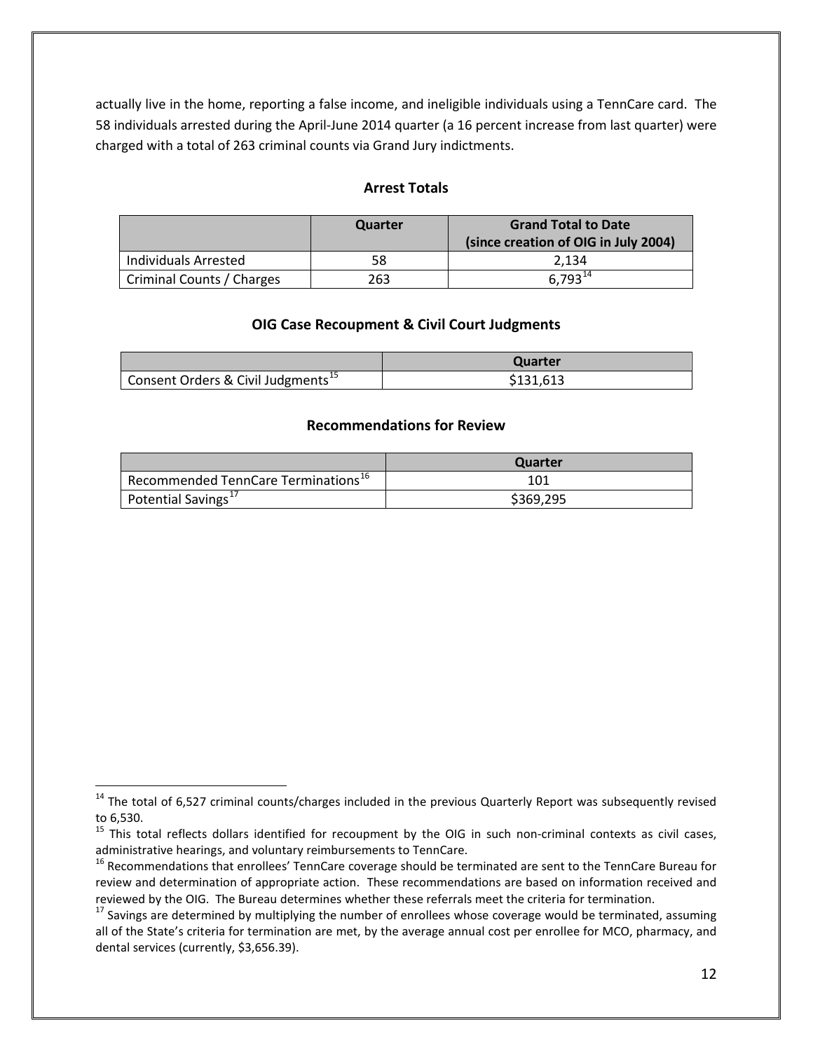actually live in the home, reporting a false income, and ineligible individuals using a TennCare card. The 58 individuals arrested during the April-June 2014 quarter (a 16 percent increase from last quarter) were charged with a total of 263 criminal counts via Grand Jury indictments.

### Arrest Totals

| | Quarter | Grand Total to Date (since creation of OIG in July 2004) |
|---|---|---|
| Individuals Arrested | 58 | 2,134 |
| Criminal Counts / Charges | 263 | 6,793[14] |

### OIG Case Recoupment & Civil Court Judgments

| | Quarter |
|---|---|
| Consent Orders & Civil Judgments[15] | $131,613 |

### Recommendations for Review

| | Quarter |
|---|---|
| Recommended TennCare Terminations[16] | 101 |
| Potential Savings[17] | $369,295 |

[14] The total of 6,527 criminal counts/charges included in the previous Quarterly Report was subsequently revised to 6,530.

[15] This total reflects dollars identified for recoupment by the OIG in such non-criminal contexts as civil cases, administrative hearings, and voluntary reimbursements to TennCare.

[16] Recommendations that enrollees' TennCare coverage should be terminated are sent to the TennCare Bureau for review and determination of appropriate action. These recommendations are based on information received and reviewed by the OIG. The Bureau determines whether these referrals meet the criteria for termination.

[17] Savings are determined by multiplying the number of enrollees whose coverage would be terminated, assuming all of the State's criteria for termination are met, by the average annual cost per enrollee for MCO, pharmacy, and dental services (currently, $3,656.39).